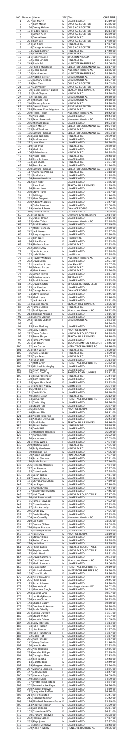| | NO. | Number | Name | SEX | Club | CHIP TIME |
|---|---|---|---|---|---|---|
| 1 | | 207 | Bill Martin | M | UNAFFILIATED | 15:19:00 |
| 2 | | 97 | Tom Walton | M | OWLS AC LEICESTER | 15:26:00 |
| 3 | | 60 | Danny Hallam | M | OWLS AC LEICESTER | 15:58:00 |
| 4 | | 124 | Paddy Radley | M | OWLS AC LEICESTER | 16:13:00 |
| 5 | | 4 | Simon Allen | M | OWLS AC LEICESTER | 16:29:00 |
| 6 | | 5 | Dan Allinson | M | HINCKLEY RC | 16:48:00 |
| 7 | | 224 | Tom Bell | M | OWLS AC LEICESTER | 17:20:00 |
| 8 | | 144 | Ian Smith | M | HINCKLEY RC | 17:37:00 |
| 9 | | 8 | George Ashdown | M | OWLS AC LEICESTER | 17:39:00 |
| 10 | | 93 | David Limmer | M | HINCKLEY RC | 17:40:00 |
| 11 | | 68 | Aron Hicklin | M | HINCKLEY RC | 17:58:00 |
| 12 | | 111 | Robert Nurse | M | WIGSTON PHOENIX | 18:01:00 |
| 13 | | 92 | Chris Limmer | M | HINCKLEY RC | 18:02:00 |
| 14 | | 249 | Andy Ball | M | HUNCOTE HARRIERS AC | 18:06:00 |
| 15 | | 96 | Phillip Maddocks | M | LEICESTER CORITANIANS AC | 18:17:00 |
| 16 | | 154 | Chris Talbot | M | Nuneaton Harriers AC | 18:26:00 |
| 17 | | 108 | Nicki Neaton | F | HUNCOTE HARRIERS AC | 18:36:00 |
| 18 | | 162 | Natalie Wetter | F | CHARNWOOD AC | 18:51:00 |
| 19 | | 165 | Zachary Meakin | M | CHARNWOOD AC | 18:57:00 |
| 20 | | 29 | Ben Carr | M | OWLS AC LEICESTER | 19:02:00 |
| 21 | | 157 | Carl Varley | M | OWLS AC LEICESTER | 19:06:00 |
| 22 | | 20 | Pascal Boutiler-Butlet | M | BEACON HILL RUNNERS | 19:10:00 |
| 23 | | 31 | Paul Clayton | M | HINCKLEY RC | 19:20:00 |
| 24 | | 32 | Hannah Cox | F | CHARNWOOD AC | 19:20:00 |
| 25 | | 244 | Michael Brind | M | CHARNWOOD AC | 19:30:00 |
| 26 | | 240 | Timothy Payne | M | HINCKLEY RC | 19:30:00 |
| 27 | | 266 | Russell Shute | M | OWLS AC LEICESTER | 19:32:00 |
| 28 | | 218 | Thomas Wormleighton | M | HINCKLEY RC | 19:38:00 |
| 29 | | 269 | Helen Talbot | F | Nuneaton Harriers AC | 19:42:00 |
| 30 | | 46 | Nick Elton | M | UNAFFILIATED | 19:43:00 |
| 31 | | 245 | Peter Barzetovic | M | Nuneaton Harriers AC | 19:53:00 |
| 32 | | 236 | Michael Necak | M | UNAFFILIATED | 19:53:00 |
| 33 | | 100 | Ben Mason | M | LEICESTER CORITANIANS AC | 19:54:00 |
| 34 | | 265 | Paul Tomkins | M | HINCKLEY RC | 19:59:00 |
| 35 | | 156 | Edward Thomas | M | LEICESTER CORITANIANS AC | 20:03:00 |
| 36 | | 258 | Luke Wileman | M | HINCKLEY RC | 20:09:00 |
| 37 | | 79 | Paul Hudson | M | UNAFFILIATED | 20:11:00 |
| 38 | | 38 | Ieuan Owen | M | UNAFFILIATED | 20:20:00 |
| 39 | | 119 | Rob Pratt | M | HINCKLEY RC | 20:28:00 |
| 40 | | 19 | Mark Bott | M | UNAFFILIATED | 20:31:00 |
| 41 | | 106 | Adrian Moran | M | HINCKLEY RC | 20:38:00 |
| 42 | | 48 | Nigel Flook | M | HINCKLEY RC | 20:48:00 |
| 43 | | 28 | Clyn Bytheway | M | UNAFFILIATED | 20:54:00 |
| 44 | | 123 | Ian Quinn | M | HINCKLEY RC | 21:01:00 |
| 45 | | 126 | Tom Randon | M | UNAFFILIATED | 21:11:00 |
| 46 | | 270 | Edward Thomas | M | LEICESTER CORITANIANS AC | 21:14:00 |
| 47 | | 117 | Katherine Perkins | F | HINCKLEY RC | 21:18:00 |
| 48 | | 261 | Paul Morris | M | UNAFFILIATED | 21:18:00 |
| 49 | | 64 | Rowan Harrison | M | UNAFFILIATED | 21:22:00 |
| 50 | | 212 | Ben Kirby | M | UNAFFILIATED | 21:26:00 |
| 51 | | 1 | Alex Abell | M | BEACON HILL RUNNERS | 21:29:00 |
| 52 | | 94 | Simon Love | M | UNAFFILIATED | 21:36:00 |
| 53 | | 230 | Steve Hayes | M | UNAFFILIATED | 21:37:00 |
| 54 | | 21 | Ed Briggs | M | UNAFFILIATED | 21:44:00 |
| 55 | | 253 | Matt Deacon | M | UNAFFILIATED | 21:46:00 |
| 56 | | 250 | Adam Whordley | M | UNAFFILIATED | 21:47:00 |
| 57 | | 9 | Colin Atmiller | M | UNAFFILIATED | 22:00:00 |
| 58 | | 129 | Harriet Roberts | F | IVANHOE ROBINS | 22:04:00 |
| 59 | | 210 | Aidan Symons | M | UNAFFILIATED | 22:08:00 |
| 60 | | 203 | Rob Wells | M | Dayford Green Runners | 22:14:00 |
| 61 | | 81 | Daniel Jordan | M | UNAFFILIATED | 22:15:00 |
| 62 | | 155 | Helen Talbot | F | Nuneaton Harriers AC | 22:18:00 |
| 63 | | 17 | Paul Blockley | M | UNAFFILIATED | 22:19:00 |
| 64 | | 67 | Mark Hennessy | M | UNAFFILIATED | 22:20:00 |
| 65 | | 242 | Jack Howes | M | UNAFFILIATED | 22:27:00 |
| 66 | | 75 | Amy Houghton | F | UNAFFILIATED | 22:30:00 |
| 67 | | 161 | Tim Ward | M | Hinckley RC | 22:32:00 |
| 68 | | 36 | Alice Daniel | F | UNAFFILIATED | 22:33:00 |
| 69 | | 229 | Shirley Holder | F | HINCKLEY RC | 22:33:00 |
| 70 | | 232 | Elaine Shaw | F | UNAFFILIATED | 22:36:00 |
| 71 | | 3 | Jamie Adcock | M | UNAFFILIATED | 22:38:00 |
| 72 | | 163 | Josh White | M | Unaffilated | 22:38:00 |
| 73 | | 164 | Hayley Whitelaw | F | Nuneaton Harriers AC | 22:51:00 |
| 74 | | 252 | David Allen | M | UNAFFILIATED | 22:51:00 |
| 75 | | 151 | Jonathan Strong | M | Hinckley RC | 23:07:00 |
| 76 | | 110 | Edward Nixon | M | HINCKLEY RC | 23:14:00 |
| 77 | | 2 | Matt Abney | M | HINCKLEY RC | 23:24:00 |
| 78 | | 76 | Simon Howes | M | UNAFFILIATED | 23:31:00 |
| 79 | | 146 | Tristan Snouch | M | BRITISH RC | 23:33:00 |
| 80 | | 18 | Paul Boland | M | UNAFFILIATED | 23:33:00 |
| 81 | | 145 | David Snatch | M | BIRSTALL RUNNING CLUB | 23:35:00 |
| 82 | | 125 | Joe Randon | M | UNAFFILIATED | 23:42:00 |
| 83 | | 128 | George Roberts | M | IVANHOE ROBINS | 23:42:00 |
| 84 | | 23 | Steve Bucknall | M | UNAFFILIATED | 23:45:00 |
| 85 | | 228 | Mark Lewis | M | UNAFFILIATED | 23:46:00 |
| 86 | | 2 | Jack Adcock | M | UNAFFILIATED | 23:51:00 |
| 87 | | 134 | Saskia Sharpe | F | BEACON HILL RUNNERS | 23:56:00 |
| 88 | | 257 | James Ludkin | M | HINCKLEY RC | 24:05:00 |
| 89 | | 251 | Paul Symons | M | Whetstone Harriers AC | 24:12:00 |
| 90 | | 211 | Thomas Allinson | M | UNAFFILIATED | 24:15:00 |
| 91 | | 158 | Liberty Sherwin | F | UNAFFILIATED | 24:16:00 |
| 92 | | 243 | Hannah Godrich | F | CHARNWOOD AC | 24:23:00 |
| 93 | 0 | | | | | 24:24:00 |
| 94 | | 15 | Alex Blankley | M | UNAFFILIATED | 24:35:00 |
| 95 | | 130 | Lucy Roberts | F | IVANHOE ROBINS | 24:38:00 |
| 96 | | 222 | Dean Curless | M | HINCKLEY ROUND TABLE | 24:38:00 |
| 97 | | 135 | Steve Sharpe | M | BEACON HILL RUNNERS | 24:40:00 |
| 98 | | 99 | James Wormall | M | UNAFFILIATED | 24:44:00 |
| 99 | | 271 | Ian Neale | M | WOLVERHAMPTON & BILSTON | 24:46:00 |
| 100 | | 52 | Lee Garner | M | HERMITAGE HARRIERS RC | 24:46:00 |
| 101 | | 221 | John Wilson | M | HINCKLEY RC | 24:50:00 |
| 102 | | 56 | Katy Grainger | F | HINCKLEY RC | 24:59:00 |
| 103 | | 273 | Glyn Pears | M | HINCKLEY RC | 25:07:00 |
| 104 | | 41 | Julian Ellis | M | UNAFFILIATED | 25:13:00 |
| 105 | | 57 | Matt Green | M | HERMITAGE HARRIERS RC | 25:22:00 |
| 106 | | 225 | Michael Mattingley | M | UNAFFILIATED | 25:25:00 |
| 107 | | 86 | Kevin Jordan | M | UNAFFILIATED | 25:28:00 |
| 108 | | 54 | Clark Geoffrey | M | RAMSEY ROAD RUNNERS | 25:41:00 |
| 109 | | 11 | Trevor Batchelor | M | HINCKLEY RC | 25:44:00 |
| 110 | | 120 | Tom Puddefoot | M | UNAFFILIATED | 25:47:00 |
| 111 | | 98 | Jayne Mansfield | F | UNAFFILIATED | 25:53:00 |
| 112 | | 171 | Janendra Yadav | M | Unaffilated | 26:04:00 |
| 113 | | 16 | Debbie Bliss | F | UNAFFILIATED | 26:05:00 |
| 114 | | 121 | David Puffett | M | UNAFFILIATED | 26:10:00 |
| 115 | | 40 | Elaine Doran | F | HINCKLEY RC | 26:12:00 |
| 116 | | 51 | Sue Garner | F | HERMITAGE HARRIERS RC | 26:24:00 |
| 117 | | 69 | Chris Lilley | M | UNAFFILIATED | 26:26:00 |
| 118 | | 58 | Stuart Hale | M | UNAFFILIATED | 26:27:00 |
| 119 | | 136 | Ellie Shaw | F | IVANHOE ROBINS | 26:36:00 |
| 120 | | 44 | Simon Ellis | M | UNAFFILIATED | 26:41:00 |
| 121 | | 118 | Nicola Pickering | F | UNAFFILIATED | 26:41:00 |
| 122 | | 18 | Annabel Del Cassio | F | UNAFFILIATED | 26:43:00 |
| 123 | | 25 | Paul Butler | M | BEACON HILL RUNNERS | 26:46:00 |
| 124 | | 12 | Simon Belcher | M | HINCKLEY RC | 26:48:00 |
| 125 | | 69 | David Hill | M | UNAFFILIATED | 26:48:00 |
| 126 | | 61 | Madeleine Hancock | F | UNAFFILIATED | 26:50:00 |
| 127 | | 47 | Karen Elwell | F | UNAFFILIATED | 26:52:00 |
| 128 | | 70 | Katie Hobbs | F | UNAFFILIATED | 27:03:00 |
| 129 | | 211 | Jenny Wardle | F | UNAFFILIATED | 27:04:00 |
| 130 | | 239 | Martina Payne | F | HINCKLEY RC | 27:05:00 |
| 131 | | 66 | Sally Henderson | F | HINCKLEY RC | 27:05:00 |
| 132 | | 59 | Thomas Hall | M | UNAFFILIATED | 27:06:00 |
| 133 | | 90 | Alison Langham | F | RUN ENGLAND | 27:07:00 |
| 134 | | 139 | Sarah Sherwin | F | UNAFFILIATED | 27:11:00 |
| 135 | | 10 | Paula Bailiss | F | UNAFFILIATED | 27:14:00 |
| 136 | | 206 | Rebecca Morrisey | F | UNAFFILIATED | 27:24:00 |
| 137 | | 227 | Ian Pearson | M | UNAFFILIATED | 27:27:00 |
| 138 | | 95 | Claire Lynch | F | UNAFFILIATED | 27:28:00 |
| 139 | | 231 | Sarah Wilkin | F | UNAFFILIATED | 27:31:00 |
| 140 | | 217 | Jacob Chilvers | M | UNAFFILIATED | 27:39:00 |
| 141 | | 131 | Shivananda Sahoo | M | UNAFFILIATED | 27:39:00 |
| 142 | | 209 | Ian Payne | M | UNAFFILIATED | 27:40:00 |
| 143 | | 24 | Karen Burton | F | UNAFFILIATED | 27:44:00 |
| 144 | | 27 | Tracey Butterworth | F | UNAFFILIATED | 27:46:00 |
| 145 | | 267 | Neil Tyack | M | HINCKLEY ROUND TABLE | 27:47:00 |
| 146 | | 26 | Neil Butterworth | M | UNAFFILIATED | 27:49:00 |
| 147 | | 65 | James Harwood | M | UNAFFILIATED | 27:52:00 |
| 148 | | 63 | Claire Harrison | F | UNAFFILIATED | 27:53:00 |
| 149 | | 87 | John Kennedy | M | UNAFFILIATED | 27:54:00 |
| 150 | | 246 | Linda Blay | F | UNAFFILIATED | 27:55:00 |
| 151 | | 62 | David Handley | M | UNAFFILIATED | 27:55:00 |
| 152 | | 204 | Jim Connelly | M | Nuneaton Harriers AC | 27:58:00 |
| 153 | | 219 | Liz Yates | F | UNAFFILIATED | 28:06:00 |
| 154 | | 112 | Denise Oldham | F | UNAFFILIATED | 28:10:00 |
| 155 | | 208 | Wayne Pearson | M | UNAFFILIATED | 28:16:00 |
| 156 | | 7 | Beverley Anders | F | UNAFFILIATED | 28:17:00 |
| 157 | | 137 | Jake Shaw | M | IVANHOE ROBINS | 28:19:00 |
| 158 | | 74 | Stewart Hook | M | UNAFFILIATED | 28:20:00 |
| 159 | | 39 | Robert Doore | M | UNAFFILIATED | 28:28:00 |
| 160 | | 274 | Jim Miller | M | UNAFFILIATED | 28:29:00 |
| 161 | | 221 | Philip Larkin | M | HINCKLEY ROUND TABLE | 28:43:00 |
| 162 | | 220 | Stephen Neale | M | HINCKLEY ROUND TABLE | 28:43:00 |
| 163 | | 73 | Vicki Hood | F | UNAFFILIATED | 28:51:00 |
| 164 | | 152 | David Summers | M | UNAFFILIATED | 29:01:00 |
| 165 | | 159 | Geoff Walpole | M | Whetstone Harriers AC | 29:04:00 |
| 166 | | 153 | Mark Summers | M | UNAFFILIATED | 29:06:00 |
| 167 | | 88 | Claire Kiffin | F | HERMITAGE HARRIERS RC | 29:09:00 |
| 168 | | 42 | Michael Edwards | M | WHETSTONE HARRIERS AC | 29:20:00 |
| 169 | | 169 | Clare Woods | F | UNAFFILIATED | 29:36:00 |
| 170 | | 208 | Kelly McAuliffe | F | UNAFFILIATED | 29:44:00 |
| 171 | | 205 | Philip Lewis | M | UNAFFILIATED | 29:45:00 |
| 172 | | 83 | Sarah Johnson | F | UNAFFILIATED | 29:50:00 |
| 173 | | 150 | Zoe Stansfeld | F | Hermitage Harriers RC | 30:02:00 |
| 174 | | 143 | Margaret Singh | F | UNAFFILIATED | 30:07:00 |
| 175 | | 248 | Samuel Sellu | M | UNAFFILIATED | 30:07:00 |
| 176 | | 71 | Ian Hodgkinson | M | UNAFFILIATED | 30:10:00 |
| 177 | | 256 | Karen Clarke | F | UNAFFILIATED | 30:21:00 |
| 178 | | 148 | Sharon Stacey | F | UNAFFILIATED | 30:30:00 |
| 179 | | 268 | Damian Nicholson | M | UNAFFILIATED | 30:30:00 |
| 180 | | 214 | Paula O'Reilly | F | UNAFFILIATED | 30:59:00 |
| 181 | | 254 | Emma Draycott | F | UNAFFILIATED | 31:01:00 |
| 182 | | 160 | Stuart Walton | M | UNAFFILIATED | 31:07:00 |
| 183 | | 34 | Kerstie Daines | F | UNAFFILIATED | 31:09:00 |
| 184 | | 213 | Lucy Ibbertson | F | UNAFFILIATED | 31:13:00 |
| 185 | | 78 | Julie Hudson | F | UNAFFILIATED | 31:21:00 |
| 186 | | 51 | Lisa Fowkes | F | UNAFFILIATED | 31:37:00 |
| 187 | | 80 | Julie Humphries | F | UNAFFILIATED | 31:37:00 |
| 188 | | 72 | Colin Holt | M | UNAFFILIATED | 31:37:00 |
| 189 | | 255 | Kate Pringer | F | UNAFFILIATED | 31:37:00 |
| 190 | | 142 | Kirsty Skelton | F | UNAFFILIATED | 31:46:00 |
| 191 | | 150 | Jane Stocker | F | UNAFFILIATED | 32:13:00 |
| 192 | | 235 | Neil Ibbertson | M | UNAFFILIATED | 32:13:00 |
| 193 | | 259 | Kelisha Phillips | F | UNAFFILIATED | 32:19:00 |
| 194 | | 14 | Georgina Bland | F | UNAFFILIATED | 32:47:00 |
| 195 | | 132 | Tim Sample | M | UNAFFILIATED | 32:49:00 |
| 196 | | 13 | Gareth Bland | M | UNAFFILIATED | 32:49:00 |
| 197 | | 99 | Margaret Mason | F | UNAFFILIATED | 33:24:00 |
| 198 | | 237 | Victoria Cornicle | F | UNAFFILIATED | 33:25:00 |
| 199 | | 247 | Cill Spatcher | F | UNAFFILIATED | 33:47:00 |
| 200 | | 247 | Marketa Gupta | F | UNAFFILIATED | 34:09:00 |
| 201 | | 149 | Elaine Stock | F | UNAFFILIATED | 34:09:00 |
| 202 | | 77 | Yvette Huddlestone | F | UNAFFILIATED | 34:24:00 |
| 203 | | 202 | Emma-Louise Page | F | UNAFFILIATED | 34:26:00 |
| 204 | | 260 | Amarjit Dhaliwal | F | UNAFFILIATED | 34:39:00 |
| 205 | | 122 | Jacqueline Puffett | F | UNAFFILIATED | 34:46:00 |
| 206 | | 214 | Kelly Stockton | F | UNAFFILIATED | 35:41:00 |
| 207 | | 215 | Richard Stockton | M | UNAFFILIATED | 35:42:00 |
| 208 | | 114 | Elizabeth Pearson-Evans | F | UNAFFILIATED | 35:59:00 |
| 209 | | 113 | Andrew Pearson | M | UNAFFILIATED | 35:59:00 |
| 210 | | 168 | Sue Williams | F | UNAFFILIATED | 36:11:00 |
| 211 | | 103 | Claire McAuliffe | F | UNAFFILIATED | 36:31:00 |
| 212 | | 50 | Graham Fondyke | M | UNAFFILIATED | 36:58:00 |
| 213 | | 262 | Jessica Carnell | F | UNAFFILIATED | 37:23:00 |
| 214 | | 263 | Rhys Jones | M | UNAFFILIATED | 37:37:00 |
| 215 | | 101 | Elaine Matthews | F | UNAFFILIATED | 38:48:00 |
| 216 | | 109 | Anne Newbery | F | HUNCOTE HARRIERS AC | 39:06:00 |